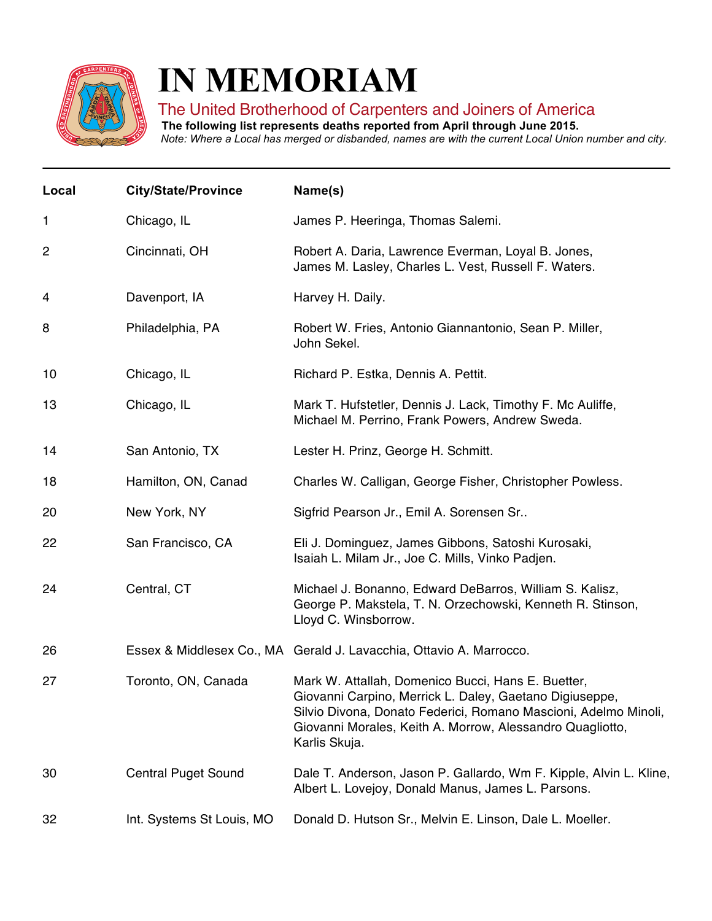# IN MEMORIAM

## The United Brotherhood of Carpenters and Joiners of America

**The following list represents deaths reported from April through June 2015.**

*Note: Where a Local has merged or disbanded, names are with the current Local Union number and city.*

| Local | City/State/Province | Name(s) |
|---|---|---|
| 1 | Chicago, IL | James P. Heeringa, Thomas Salemi. |
| 2 | Cincinnati, OH | Robert A. Daria, Lawrence Everman, Loyal B. Jones, James M. Lasley, Charles L. Vest, Russell F. Waters. |
| 4 | Davenport, IA | Harvey H. Daily. |
| 8 | Philadelphia, PA | Robert W. Fries, Antonio Giannantonio, Sean P. Miller, John Sekel. |
| 10 | Chicago, IL | Richard P. Estka, Dennis A. Pettit. |
| 13 | Chicago, IL | Mark T. Hufstetler, Dennis J. Lack, Timothy F. Mc Auliffe, Michael M. Perrino, Frank Powers, Andrew Sweda. |
| 14 | San Antonio, TX | Lester H. Prinz, George H. Schmitt. |
| 18 | Hamilton, ON, Canad | Charles W. Calligan, George Fisher, Christopher Powless. |
| 20 | New York, NY | Sigfrid Pearson Jr., Emil A. Sorensen Sr.. |
| 22 | San Francisco, CA | Eli J. Dominguez, James Gibbons, Satoshi Kurosaki, Isaiah L. Milam Jr., Joe C. Mills, Vinko Padjen. |
| 24 | Central, CT | Michael J. Bonanno, Edward DeBarros, William S. Kalisz, George P. Makstela, T. N. Orzechowski, Kenneth R. Stinson, Lloyd C. Winsborrow. |
| 26 | Essex & Middlesex Co., MA | Gerald J. Lavacchia, Ottavio A. Marrocco. |
| 27 | Toronto, ON, Canada | Mark W. Attallah, Domenico Bucci, Hans E. Buetter, Giovanni Carpino, Merrick L. Daley, Gaetano Digiuseppe, Silvio Divona, Donato Federici, Romano Mascioni, Adelmo Minoli, Giovanni Morales, Keith A. Morrow, Alessandro Quagliotto, Karlis Skuja. |
| 30 | Central Puget Sound | Dale T. Anderson, Jason P. Gallardo, Wm F. Kipple, Alvin L. Kline, Albert L. Lovejoy, Donald Manus, James L. Parsons. |
| 32 | Int. Systems St Louis, MO | Donald D. Hutson Sr., Melvin E. Linson, Dale L. Moeller. |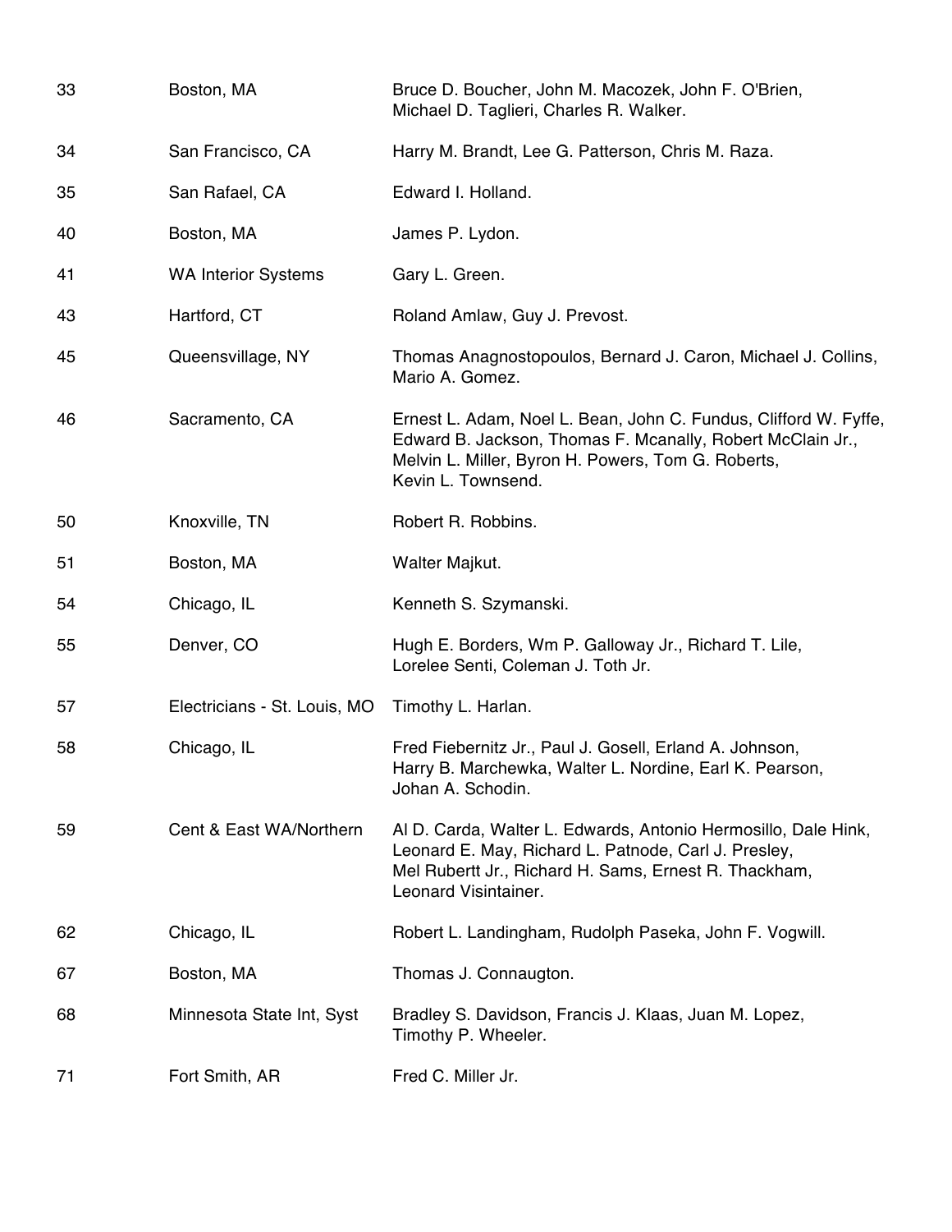| | | |
|---|---|---|
| 33 | Boston, MA | Bruce D. Boucher, John M. Macozek, John F. O'Brien, Michael D. Taglieri, Charles R. Walker. |
| 34 | San Francisco, CA | Harry M. Brandt, Lee G. Patterson, Chris M. Raza. |
| 35 | San Rafael, CA | Edward I. Holland. |
| 40 | Boston, MA | James P. Lydon. |
| 41 | WA Interior Systems | Gary L. Green. |
| 43 | Hartford, CT | Roland Amlaw, Guy J. Prevost. |
| 45 | Queensvillage, NY | Thomas Anagnostopoulos, Bernard J. Caron, Michael J. Collins, Mario A. Gomez. |
| 46 | Sacramento, CA | Ernest L. Adam, Noel L. Bean, John C. Fundus, Clifford W. Fyffe, Edward B. Jackson, Thomas F. Mcanally, Robert McClain Jr., Melvin L. Miller, Byron H. Powers, Tom G. Roberts, Kevin L. Townsend. |
| 50 | Knoxville, TN | Robert R. Robbins. |
| 51 | Boston, MA | Walter Majkut. |
| 54 | Chicago, IL | Kenneth S. Szymanski. |
| 55 | Denver, CO | Hugh E. Borders, Wm P. Galloway Jr., Richard T. Lile, Lorelee Senti, Coleman J. Toth Jr. |
| 57 | Electricians - St. Louis, MO | Timothy L. Harlan. |
| 58 | Chicago, IL | Fred Fiebernitz Jr., Paul J. Gosell, Erland A. Johnson, Harry B. Marchewka, Walter L. Nordine, Earl K. Pearson, Johan A. Schodin. |
| 59 | Cent & East WA/Northern | Al D. Carda, Walter L. Edwards, Antonio Hermosillo, Dale Hink, Leonard E. May, Richard L. Patnode, Carl J. Presley, Mel Rubertt Jr., Richard H. Sams, Ernest R. Thackham, Leonard Visintainer. |
| 62 | Chicago, IL | Robert L. Landingham, Rudolph Paseka, John F. Vogwill. |
| 67 | Boston, MA | Thomas J. Connaugton. |
| 68 | Minnesota State Int, Syst | Bradley S. Davidson, Francis J. Klaas, Juan M. Lopez, Timothy P. Wheeler. |
| 71 | Fort Smith, AR | Fred C. Miller Jr. |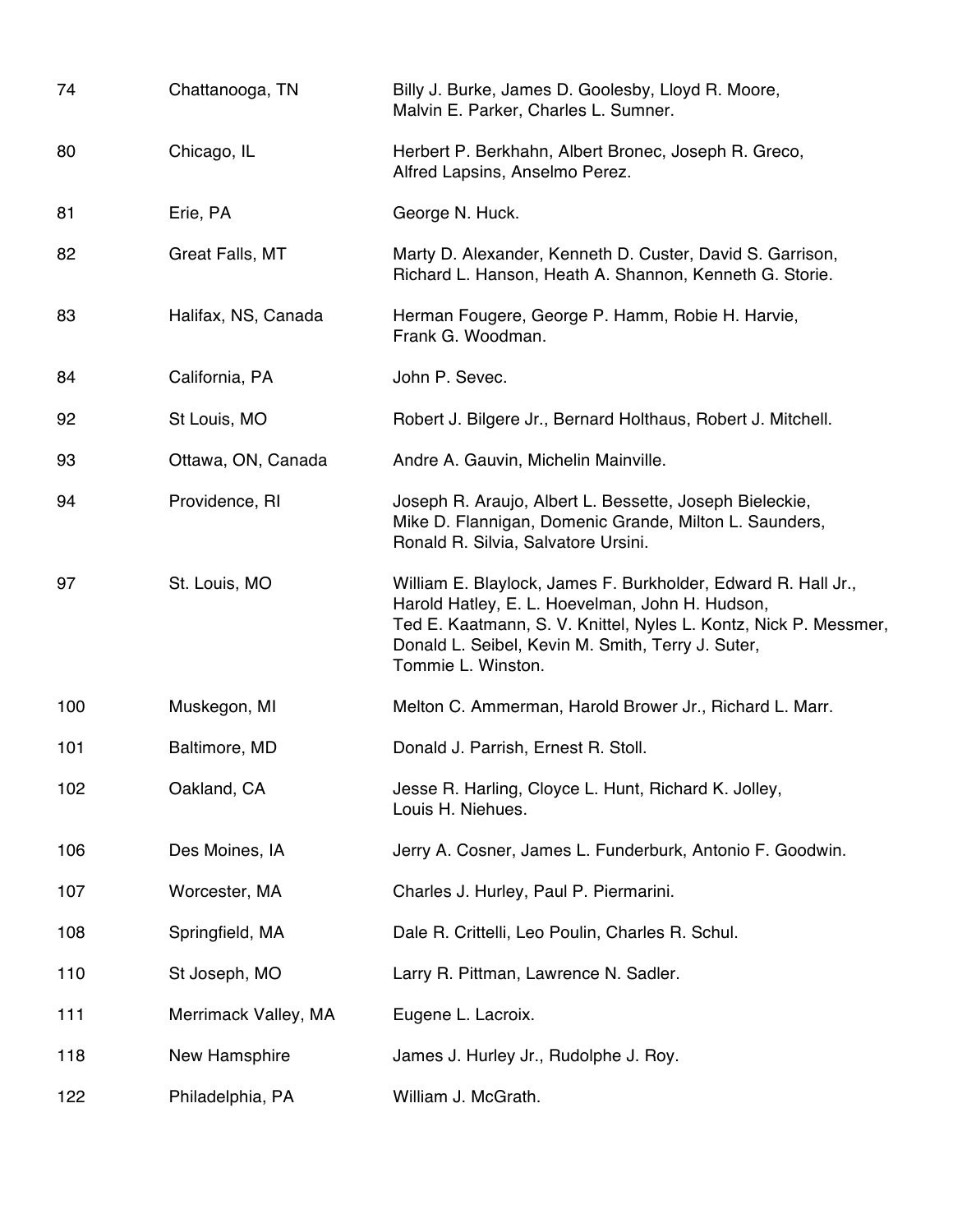| | | |
|---|---|---|
| 74 | Chattanooga, TN | Billy J. Burke, James D. Goolesby, Lloyd R. Moore, Malvin E. Parker, Charles L. Sumner. |
| 80 | Chicago, IL | Herbert P. Berkhahn, Albert Bronec, Joseph R. Greco, Alfred Lapsins, Anselmo Perez. |
| 81 | Erie, PA | George N. Huck. |
| 82 | Great Falls, MT | Marty D. Alexander, Kenneth D. Custer, David S. Garrison, Richard L. Hanson, Heath A. Shannon, Kenneth G. Storie. |
| 83 | Halifax, NS, Canada | Herman Fougere, George P. Hamm, Robie H. Harvie, Frank G. Woodman. |
| 84 | California, PA | John P. Sevec. |
| 92 | St Louis, MO | Robert J. Bilgere Jr., Bernard Holthaus, Robert J. Mitchell. |
| 93 | Ottawa, ON, Canada | Andre A. Gauvin, Michelin Mainville. |
| 94 | Providence, RI | Joseph R. Araujo, Albert L. Bessette, Joseph Bieleckie, Mike D. Flannigan, Domenic Grande, Milton L. Saunders, Ronald R. Silvia, Salvatore Ursini. |
| 97 | St. Louis, MO | William E. Blaylock, James F. Burkholder, Edward R. Hall Jr., Harold Hatley, E. L. Hoevelman, John H. Hudson, Ted E. Kaatmann, S. V. Knittel, Nyles L. Kontz, Nick P. Messmer, Donald L. Seibel, Kevin M. Smith, Terry J. Suter, Tommie L. Winston. |
| 100 | Muskegon, MI | Melton C. Ammerman, Harold Brower Jr., Richard L. Marr. |
| 101 | Baltimore, MD | Donald J. Parrish, Ernest R. Stoll. |
| 102 | Oakland, CA | Jesse R. Harling, Cloyce L. Hunt, Richard K. Jolley, Louis H. Niehues. |
| 106 | Des Moines, IA | Jerry A. Cosner, James L. Funderburk, Antonio F. Goodwin. |
| 107 | Worcester, MA | Charles J. Hurley, Paul P. Piermarini. |
| 108 | Springfield, MA | Dale R. Crittelli, Leo Poulin, Charles R. Schul. |
| 110 | St Joseph, MO | Larry R. Pittman, Lawrence N. Sadler. |
| 111 | Merrimack Valley, MA | Eugene L. Lacroix. |
| 118 | New Hampshire | James J. Hurley Jr., Rudolphe J. Roy. |
| 122 | Philadelphia, PA | William J. McGrath. |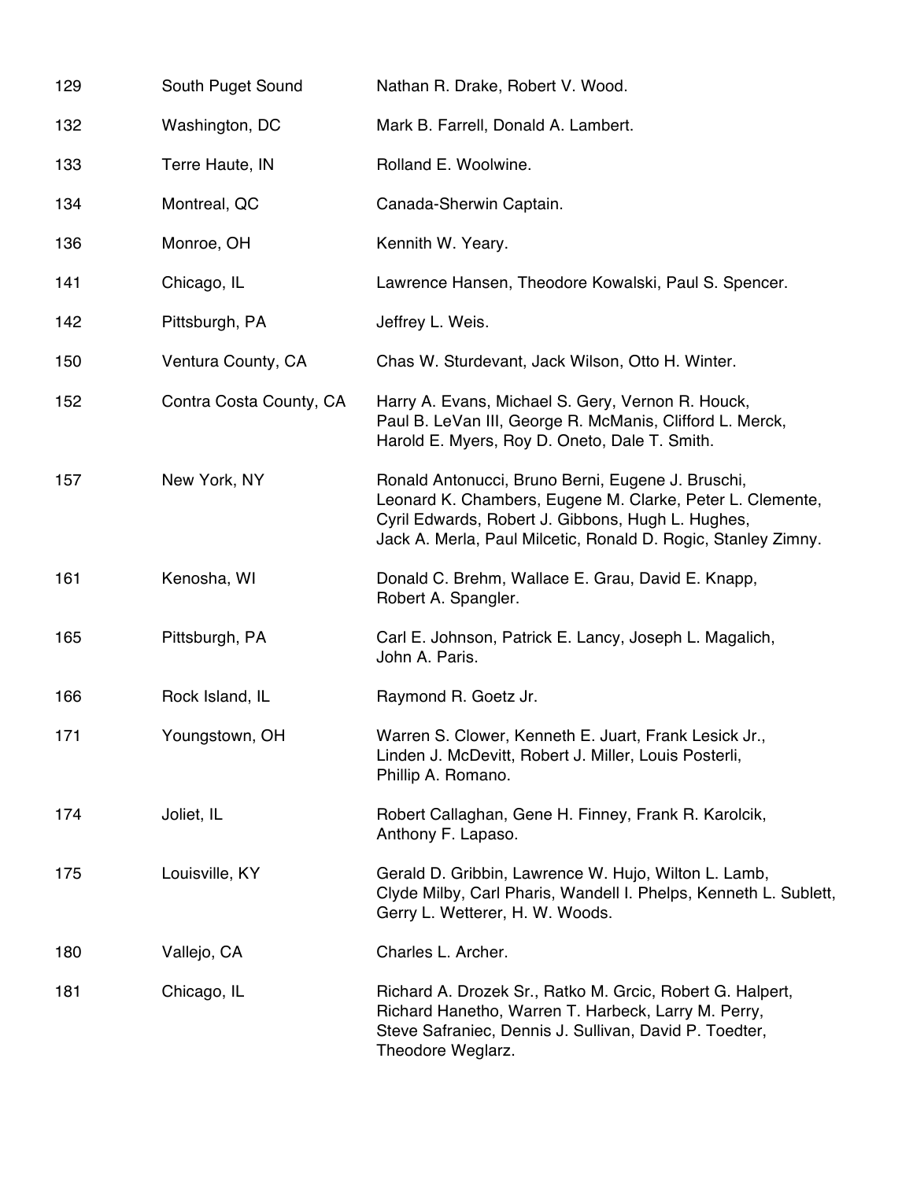| | | |
|---|---|---|
| 129 | South Puget Sound | Nathan R. Drake, Robert V. Wood. |
| 132 | Washington, DC | Mark B. Farrell, Donald A. Lambert. |
| 133 | Terre Haute, IN | Rolland E. Woolwine. |
| 134 | Montreal, QC | Canada-Sherwin Captain. |
| 136 | Monroe, OH | Kennith W. Yeary. |
| 141 | Chicago, IL | Lawrence Hansen, Theodore Kowalski, Paul S. Spencer. |
| 142 | Pittsburgh, PA | Jeffrey L. Weis. |
| 150 | Ventura County, CA | Chas W. Sturdevant, Jack Wilson, Otto H. Winter. |
| 152 | Contra Costa County, CA | Harry A. Evans, Michael S. Gery, Vernon R. Houck, Paul B. LeVan III, George R. McManis, Clifford L. Merck, Harold E. Myers, Roy D. Oneto, Dale T. Smith. |
| 157 | New York, NY | Ronald Antonucci, Bruno Berni, Eugene J. Bruschi, Leonard K. Chambers, Eugene M. Clarke, Peter L. Clemente, Cyril Edwards, Robert J. Gibbons, Hugh L. Hughes, Jack A. Merla, Paul Milcetic, Ronald D. Rogic, Stanley Zimny. |
| 161 | Kenosha, WI | Donald C. Brehm, Wallace E. Grau, David E. Knapp, Robert A. Spangler. |
| 165 | Pittsburgh, PA | Carl E. Johnson, Patrick E. Lancy, Joseph L. Magalich, John A. Paris. |
| 166 | Rock Island, IL | Raymond R. Goetz Jr. |
| 171 | Youngstown, OH | Warren S. Clower, Kenneth E. Juart, Frank Lesick Jr., Linden J. McDevitt, Robert J. Miller, Louis Posterli, Phillip A. Romano. |
| 174 | Joliet, IL | Robert Callaghan, Gene H. Finney, Frank R. Karolcik, Anthony F. Lapaso. |
| 175 | Louisville, KY | Gerald D. Gribbin, Lawrence W. Hujo, Wilton L. Lamb, Clyde Milby, Carl Pharis, Wandell I. Phelps, Kenneth L. Sublett, Gerry L. Wetterer, H. W. Woods. |
| 180 | Vallejo, CA | Charles L. Archer. |
| 181 | Chicago, IL | Richard A. Drozek Sr., Ratko M. Grcic, Robert G. Halpert, Richard Hanetho, Warren T. Harbeck, Larry M. Perry, Steve Safraniec, Dennis J. Sullivan, David P. Toedter, Theodore Weglarz. |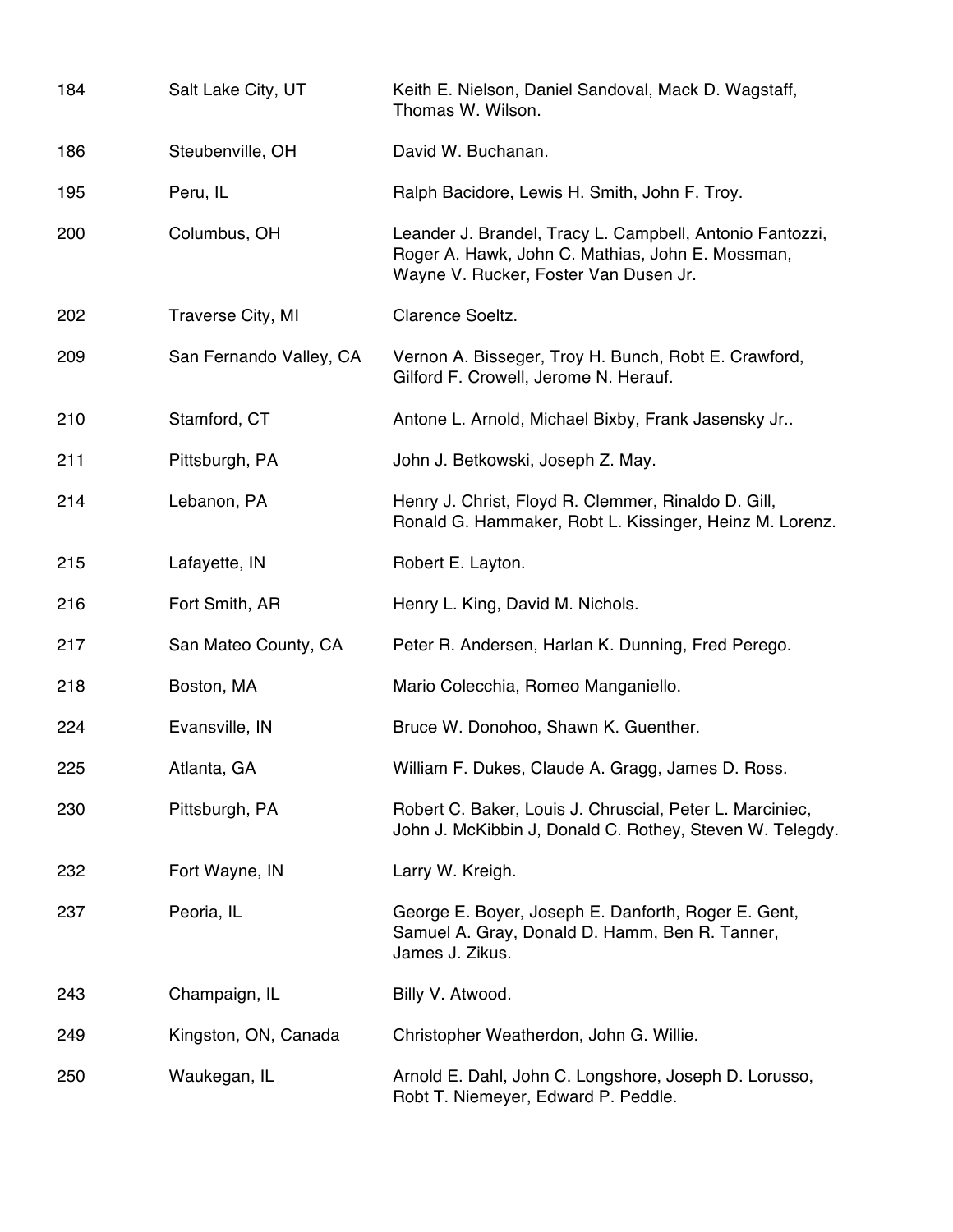| | | |
|---|---|---|
| 184 | Salt Lake City, UT | Keith E. Nielson, Daniel Sandoval, Mack D. Wagstaff, Thomas W. Wilson. |
| 186 | Steubenville, OH | David W. Buchanan. |
| 195 | Peru, IL | Ralph Bacidore, Lewis H. Smith, John F. Troy. |
| 200 | Columbus, OH | Leander J. Brandel, Tracy L. Campbell, Antonio Fantozzi, Roger A. Hawk, John C. Mathias, John E. Mossman, Wayne V. Rucker, Foster Van Dusen Jr. |
| 202 | Traverse City, MI | Clarence Soeltz. |
| 209 | San Fernando Valley, CA | Vernon A. Bisseger, Troy H. Bunch, Robt E. Crawford, Gilford F. Crowell, Jerome N. Herauf. |
| 210 | Stamford, CT | Antone L. Arnold, Michael Bixby, Frank Jasensky Jr.. |
| 211 | Pittsburgh, PA | John J. Betkowski, Joseph Z. May. |
| 214 | Lebanon, PA | Henry J. Christ, Floyd R. Clemmer, Rinaldo D. Gill, Ronald G. Hammaker, Robt L. Kissinger, Heinz M. Lorenz. |
| 215 | Lafayette, IN | Robert E. Layton. |
| 216 | Fort Smith, AR | Henry L. King, David M. Nichols. |
| 217 | San Mateo County, CA | Peter R. Andersen, Harlan K. Dunning, Fred Perego. |
| 218 | Boston, MA | Mario Colecchia, Romeo Manganiello. |
| 224 | Evansville, IN | Bruce W. Donohoo, Shawn K. Guenther. |
| 225 | Atlanta, GA | William F. Dukes, Claude A. Gragg, James D. Ross. |
| 230 | Pittsburgh, PA | Robert C. Baker, Louis J. Chruscial, Peter L. Marciniec, John J. McKibbin J, Donald C. Rothey, Steven W. Telegdy. |
| 232 | Fort Wayne, IN | Larry W. Kreigh. |
| 237 | Peoria, IL | George E. Boyer, Joseph E. Danforth, Roger E. Gent, Samuel A. Gray, Donald D. Hamm, Ben R. Tanner, James J. Zikus. |
| 243 | Champaign, IL | Billy V. Atwood. |
| 249 | Kingston, ON, Canada | Christopher Weatherdon, John G. Willie. |
| 250 | Waukegan, IL | Arnold E. Dahl, John C. Longshore, Joseph D. Lorusso, Robt T. Niemeyer, Edward P. Peddle. |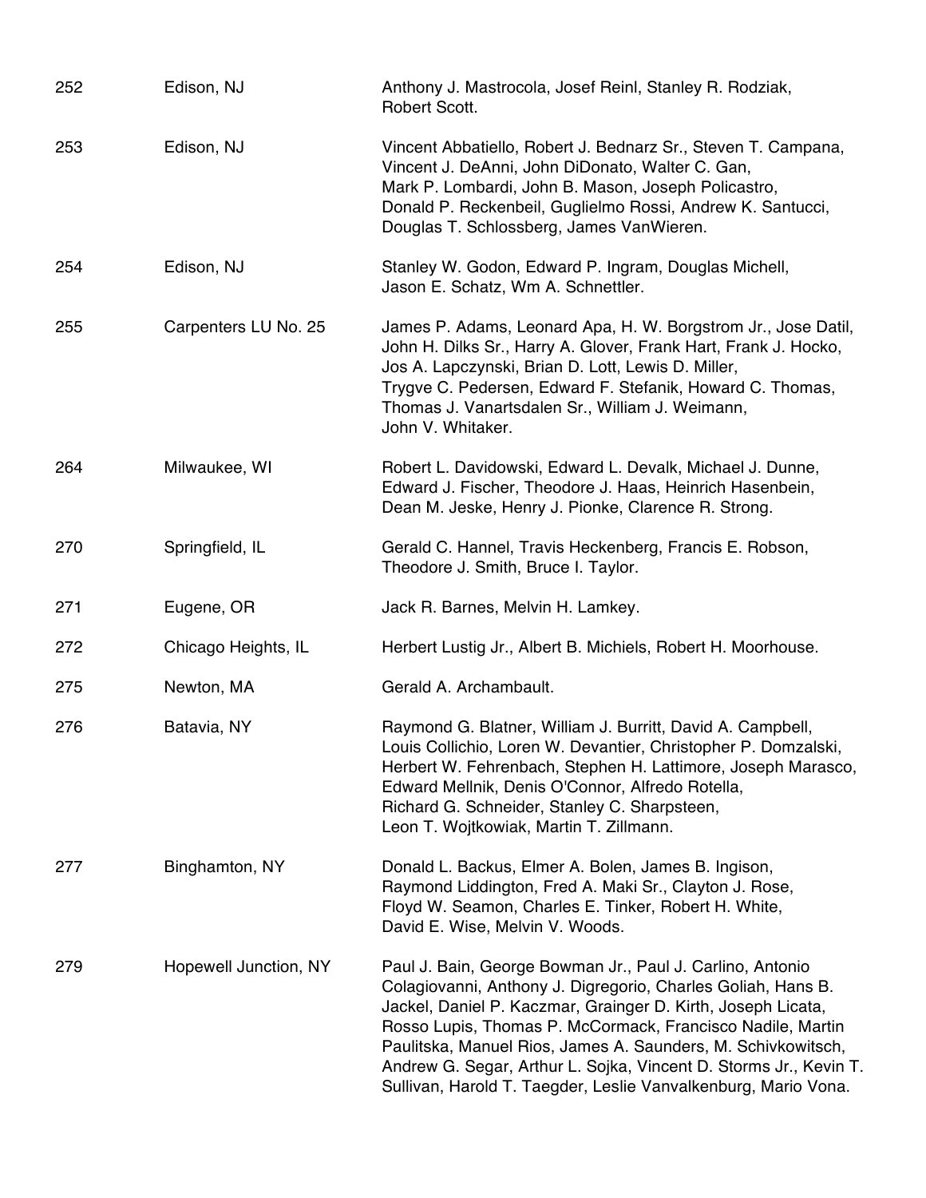| | | |
|---|---|---|
| 252 | Edison, NJ | Anthony J. Mastrocola, Josef Reinl, Stanley R. Rodziak, Robert Scott. |
| 253 | Edison, NJ | Vincent Abbatiello, Robert J. Bednarz Sr., Steven T. Campana, Vincent J. DeAnni, John DiDonato, Walter C. Gan, Mark P. Lombardi, John B. Mason, Joseph Policastro, Donald P. Reckenbeil, Guglielmo Rossi, Andrew K. Santucci, Douglas T. Schlossberg, James VanWieren. |
| 254 | Edison, NJ | Stanley W. Godon, Edward P. Ingram, Douglas Michell, Jason E. Schatz, Wm A. Schnettler. |
| 255 | Carpenters LU No. 25 | James P. Adams, Leonard Apa, H. W. Borgstrom Jr., Jose Datil, John H. Dilks Sr., Harry A. Glover, Frank Hart, Frank J. Hocko, Jos A. Lapczynski, Brian D. Lott, Lewis D. Miller, Trygve C. Pedersen, Edward F. Stefanik, Howard C. Thomas, Thomas J. Vanartsdalen Sr., William J. Weimann, John V. Whitaker. |
| 264 | Milwaukee, WI | Robert L. Davidowski, Edward L. Devalk, Michael J. Dunne, Edward J. Fischer, Theodore J. Haas, Heinrich Hasenbein, Dean M. Jeske, Henry J. Pionke, Clarence R. Strong. |
| 270 | Springfield, IL | Gerald C. Hannel, Travis Heckenberg, Francis E. Robson, Theodore J. Smith, Bruce I. Taylor. |
| 271 | Eugene, OR | Jack R. Barnes, Melvin H. Lamkey. |
| 272 | Chicago Heights, IL | Herbert Lustig Jr., Albert B. Michiels, Robert H. Moorhouse. |
| 275 | Newton, MA | Gerald A. Archambault. |
| 276 | Batavia, NY | Raymond G. Blatner, William J. Burritt, David A. Campbell, Louis Collichio, Loren W. Devantier, Christopher P. Domzalski, Herbert W. Fehrenbach, Stephen H. Lattimore, Joseph Marasco, Edward Mellnik, Denis O'Connor, Alfredo Rotella, Richard G. Schneider, Stanley C. Sharpsteen, Leon T. Wojtkowiak, Martin T. Zillmann. |
| 277 | Binghamton, NY | Donald L. Backus, Elmer A. Bolen, James B. Ingison, Raymond Liddington, Fred A. Maki Sr., Clayton J. Rose, Floyd W. Seamon, Charles E. Tinker, Robert H. White, David E. Wise, Melvin V. Woods. |
| 279 | Hopewell Junction, NY | Paul J. Bain, George Bowman Jr., Paul J. Carlino, Antonio Colagiovanni, Anthony J. Digregorio, Charles Goliah, Hans B. Jackel, Daniel P. Kaczmar, Grainger D. Kirth, Joseph Licata, Rosso Lupis, Thomas P. McCormack, Francisco Nadile, Martin Paulitska, Manuel Rios, James A. Saunders, M. Schivkowitsch, Andrew G. Segar, Arthur L. Sojka, Vincent D. Storms Jr., Kevin T. Sullivan, Harold T. Taegder, Leslie Vanvalkenburg, Mario Vona. |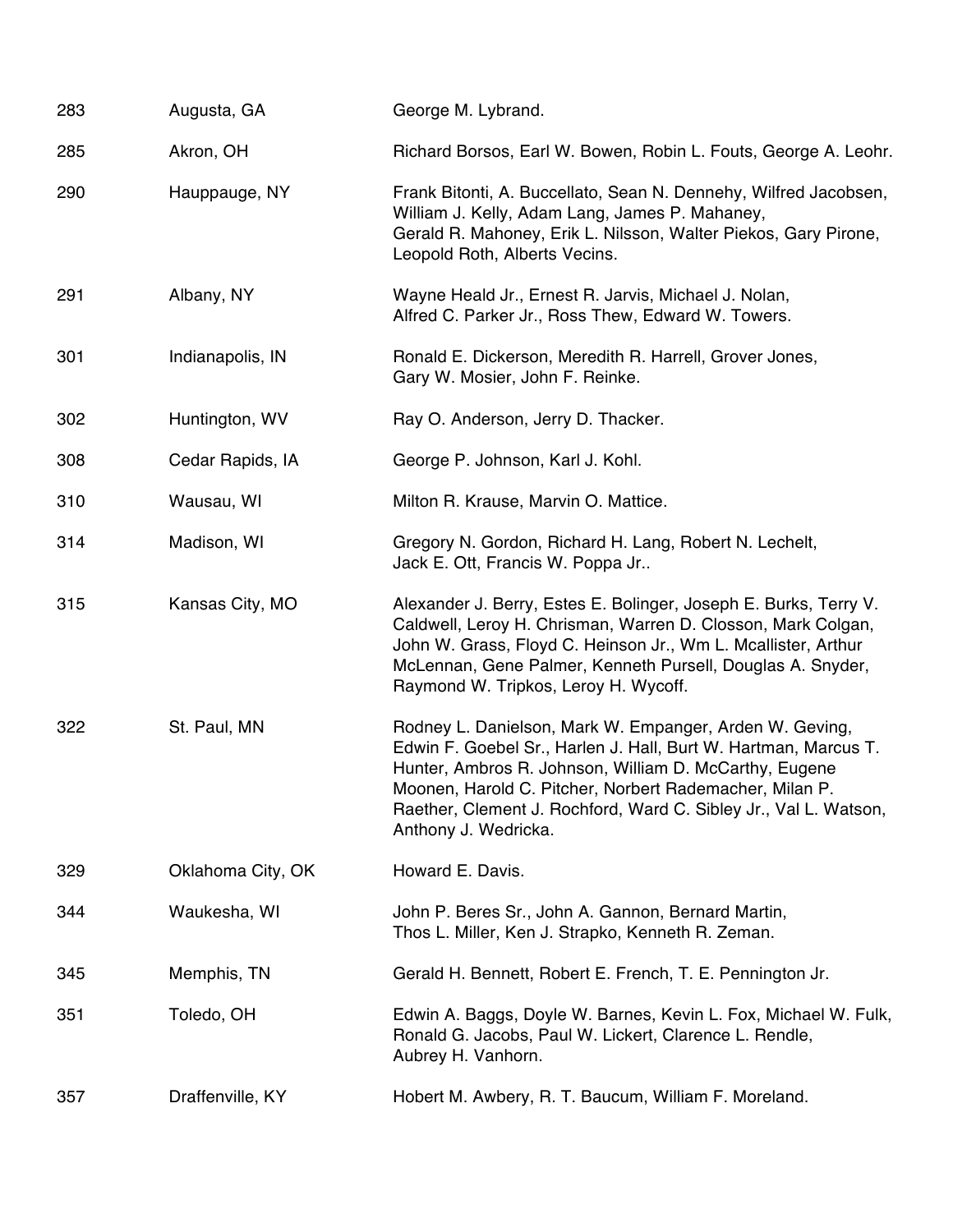| | | |
|---|---|---|
| 283 | Augusta, GA | George M. Lybrand. |
| 285 | Akron, OH | Richard Borsos, Earl W. Bowen, Robin L. Fouts, George A. Leohr. |
| 290 | Hauppauge, NY | Frank Bitonti, A. Buccellato, Sean N. Dennehy, Wilfred Jacobsen, William J. Kelly, Adam Lang, James P. Mahaney, Gerald R. Mahoney, Erik L. Nilsson, Walter Piekos, Gary Pirone, Leopold Roth, Alberts Vecins. |
| 291 | Albany, NY | Wayne Heald Jr., Ernest R. Jarvis, Michael J. Nolan, Alfred C. Parker Jr., Ross Thew, Edward W. Towers. |
| 301 | Indianapolis, IN | Ronald E. Dickerson, Meredith R. Harrell, Grover Jones, Gary W. Mosier, John F. Reinke. |
| 302 | Huntington, WV | Ray O. Anderson, Jerry D. Thacker. |
| 308 | Cedar Rapids, IA | George P. Johnson, Karl J. Kohl. |
| 310 | Wausau, WI | Milton R. Krause, Marvin O. Mattice. |
| 314 | Madison, WI | Gregory N. Gordon, Richard H. Lang, Robert N. Lechelt, Jack E. Ott, Francis W. Poppa Jr.. |
| 315 | Kansas City, MO | Alexander J. Berry, Estes E. Bolinger, Joseph E. Burks, Terry V. Caldwell, Leroy H. Chrisman, Warren D. Closson, Mark Colgan, John W. Grass, Floyd C. Heinson Jr., Wm L. Mcallister, Arthur McLennan, Gene Palmer, Kenneth Pursell, Douglas A. Snyder, Raymond W. Tripkos, Leroy H. Wycoff. |
| 322 | St. Paul, MN | Rodney L. Danielson, Mark W. Empanger, Arden W. Geving, Edwin F. Goebel Sr., Harlen J. Hall, Burt W. Hartman, Marcus T. Hunter, Ambros R. Johnson, William D. McCarthy, Eugene Moonen, Harold C. Pitcher, Norbert Rademacher, Milan P. Raether, Clement J. Rochford, Ward C. Sibley Jr., Val L. Watson, Anthony J. Wedricka. |
| 329 | Oklahoma City, OK | Howard E. Davis. |
| 344 | Waukesha, WI | John P. Beres Sr., John A. Gannon, Bernard Martin, Thos L. Miller, Ken J. Strapko, Kenneth R. Zeman. |
| 345 | Memphis, TN | Gerald H. Bennett, Robert E. French, T. E. Pennington Jr. |
| 351 | Toledo, OH | Edwin A. Baggs, Doyle W. Barnes, Kevin L. Fox, Michael W. Fulk, Ronald G. Jacobs, Paul W. Lickert, Clarence L. Rendle, Aubrey H. Vanhorn. |
| 357 | Draffenville, KY | Hobert M. Awbery, R. T. Baucum, William F. Moreland. |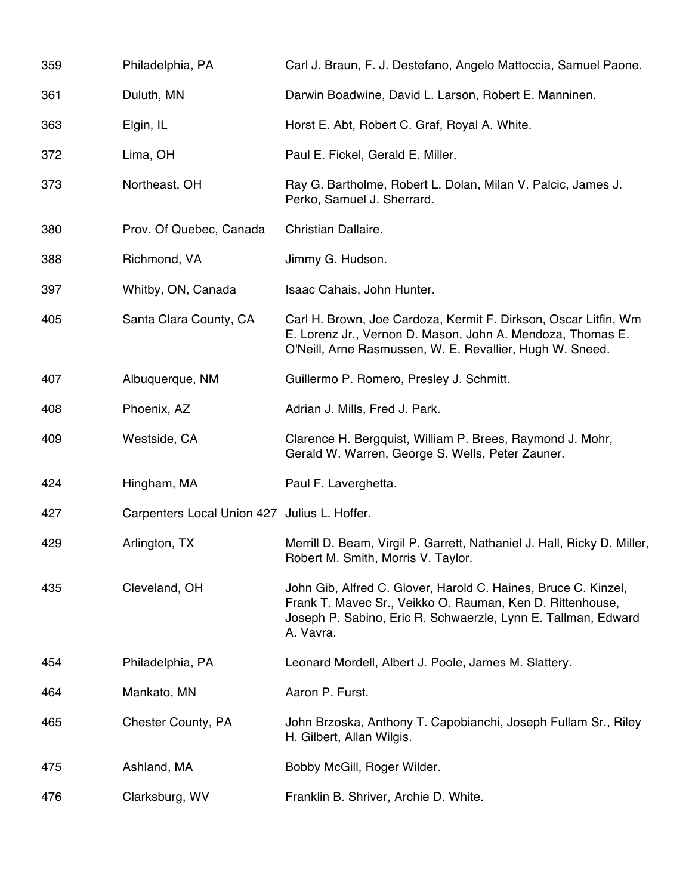| | | |
|---|---|---|
| 359 | Philadelphia, PA | Carl J. Braun, F. J. Destefano, Angelo Mattoccia, Samuel Paone. |
| 361 | Duluth, MN | Darwin Boadwine, David L. Larson, Robert E. Manninen. |
| 363 | Elgin, IL | Horst E. Abt, Robert C. Graf, Royal A. White. |
| 372 | Lima, OH | Paul E. Fickel, Gerald E. Miller. |
| 373 | Northeast, OH | Ray G. Bartholme, Robert L. Dolan, Milan V. Palcic, James J. Perko, Samuel J. Sherrard. |
| 380 | Prov. Of Quebec, Canada | Christian Dallaire. |
| 388 | Richmond, VA | Jimmy G. Hudson. |
| 397 | Whitby, ON, Canada | Isaac Cahais, John Hunter. |
| 405 | Santa Clara County, CA | Carl H. Brown, Joe Cardoza, Kermit F. Dirkson, Oscar Litfin, Wm E. Lorenz Jr., Vernon D. Mason, John A. Mendoza, Thomas E. O'Neill, Arne Rasmussen, W. E. Revallier, Hugh W. Sneed. |
| 407 | Albuquerque, NM | Guillermo P. Romero, Presley J. Schmitt. |
| 408 | Phoenix, AZ | Adrian J. Mills, Fred J. Park. |
| 409 | Westside, CA | Clarence H. Bergquist, William P. Brees, Raymond J. Mohr, Gerald W. Warren, George S. Wells, Peter Zauner. |
| 424 | Hingham, MA | Paul F. Laverghetta. |
| 427 | Carpenters Local Union 427 | Julius L. Hoffer. |
| 429 | Arlington, TX | Merrill D. Beam, Virgil P. Garrett, Nathaniel J. Hall, Ricky D. Miller, Robert M. Smith, Morris V. Taylor. |
| 435 | Cleveland, OH | John Gib, Alfred C. Glover, Harold C. Haines, Bruce C. Kinzel, Frank T. Mavec Sr., Veikko O. Rauman, Ken D. Rittenhouse, Joseph P. Sabino, Eric R. Schwaerzle, Lynn E. Tallman, Edward A. Vavra. |
| 454 | Philadelphia, PA | Leonard Mordell, Albert J. Poole, James M. Slattery. |
| 464 | Mankato, MN | Aaron P. Furst. |
| 465 | Chester County, PA | John Brzoska, Anthony T. Capobianchi, Joseph Fullam Sr., Riley H. Gilbert, Allan Wilgis. |
| 475 | Ashland, MA | Bobby McGill, Roger Wilder. |
| 476 | Clarksburg, WV | Franklin B. Shriver, Archie D. White. |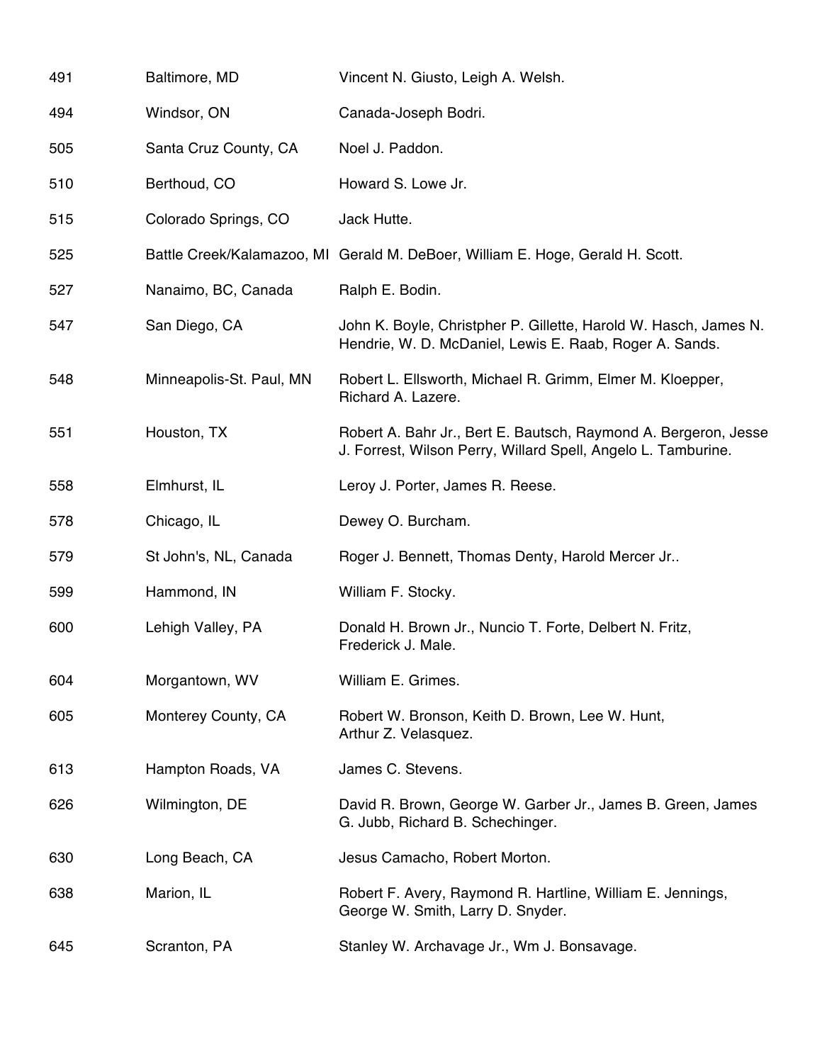| | | |
|---|---|---|
| 491 | Baltimore, MD | Vincent N. Giusto, Leigh A. Welsh. |
| 494 | Windsor, ON | Canada-Joseph Bodri. |
| 505 | Santa Cruz County, CA | Noel J. Paddon. |
| 510 | Berthoud, CO | Howard S. Lowe Jr. |
| 515 | Colorado Springs, CO | Jack Hutte. |
| 525 | Battle Creek/Kalamazoo, MI | Gerald M. DeBoer, William E. Hoge, Gerald H. Scott. |
| 527 | Nanaimo, BC, Canada | Ralph E. Bodin. |
| 547 | San Diego, CA | John K. Boyle, Christpher P. Gillette, Harold W. Hasch, James N. Hendrie, W. D. McDaniel, Lewis E. Raab, Roger A. Sands. |
| 548 | Minneapolis-St. Paul, MN | Robert L. Ellsworth, Michael R. Grimm, Elmer M. Kloepper, Richard A. Lazere. |
| 551 | Houston, TX | Robert A. Bahr Jr., Bert E. Bautsch, Raymond A. Bergeron, Jesse J. Forrest, Wilson Perry, Willard Spell, Angelo L. Tamburine. |
| 558 | Elmhurst, IL | Leroy J. Porter, James R. Reese. |
| 578 | Chicago, IL | Dewey O. Burcham. |
| 579 | St John's, NL, Canada | Roger J. Bennett, Thomas Denty, Harold Mercer Jr.. |
| 599 | Hammond, IN | William F. Stocky. |
| 600 | Lehigh Valley, PA | Donald H. Brown Jr., Nuncio T. Forte, Delbert N. Fritz, Frederick J. Male. |
| 604 | Morgantown, WV | William E. Grimes. |
| 605 | Monterey County, CA | Robert W. Bronson, Keith D. Brown, Lee W. Hunt, Arthur Z. Velasquez. |
| 613 | Hampton Roads, VA | James C. Stevens. |
| 626 | Wilmington, DE | David R. Brown, George W. Garber Jr., James B. Green, James G. Jubb, Richard B. Schechinger. |
| 630 | Long Beach, CA | Jesus Camacho, Robert Morton. |
| 638 | Marion, IL | Robert F. Avery, Raymond R. Hartline, William E. Jennings, George W. Smith, Larry D. Snyder. |
| 645 | Scranton, PA | Stanley W. Archavage Jr., Wm J. Bonsavage. |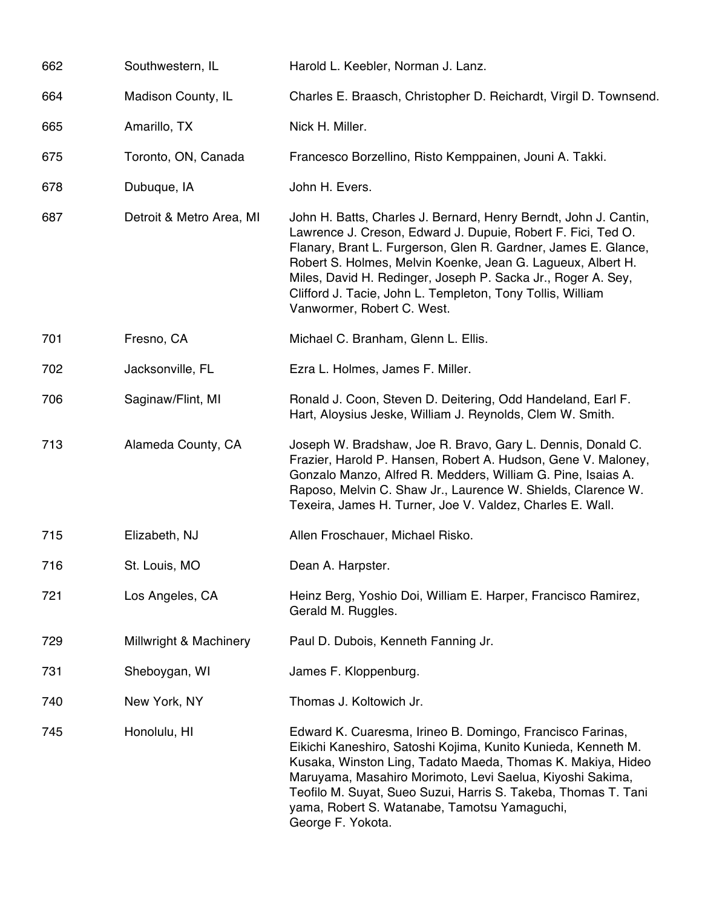| | | |
|---|---|---|
| 662 | Southwestern, IL | Harold L. Keebler, Norman J. Lanz. |
| 664 | Madison County, IL | Charles E. Braasch, Christopher D. Reichardt, Virgil D. Townsend. |
| 665 | Amarillo, TX | Nick H. Miller. |
| 675 | Toronto, ON, Canada | Francesco Borzellino, Risto Kemppainen, Jouni A. Takki. |
| 678 | Dubuque, IA | John H. Evers. |
| 687 | Detroit & Metro Area, MI | John H. Batts, Charles J. Bernard, Henry Berndt, John J. Cantin, Lawrence J. Creson, Edward J. Dupuie, Robert F. Fici, Ted O. Flanary, Brant L. Furgerson, Glen R. Gardner, James E. Glance, Robert S. Holmes, Melvin Koenke, Jean G. Lagueux, Albert H. Miles, David H. Redinger, Joseph P. Sacka Jr., Roger A. Sey, Clifford J. Tacie, John L. Templeton, Tony Tollis, William Vanwormer, Robert C. West. |
| 701 | Fresno, CA | Michael C. Branham, Glenn L. Ellis. |
| 702 | Jacksonville, FL | Ezra L. Holmes, James F. Miller. |
| 706 | Saginaw/Flint, MI | Ronald J. Coon, Steven D. Deitering, Odd Handeland, Earl F. Hart, Aloysius Jeske, William J. Reynolds, Clem W. Smith. |
| 713 | Alameda County, CA | Joseph W. Bradshaw, Joe R. Bravo, Gary L. Dennis, Donald C. Frazier, Harold P. Hansen, Robert A. Hudson, Gene V. Maloney, Gonzalo Manzo, Alfred R. Medders, William G. Pine, Isaias A. Raposo, Melvin C. Shaw Jr., Laurence W. Shields, Clarence W. Texeira, James H. Turner, Joe V. Valdez, Charles E. Wall. |
| 715 | Elizabeth, NJ | Allen Froschauer, Michael Risko. |
| 716 | St. Louis, MO | Dean A. Harpster. |
| 721 | Los Angeles, CA | Heinz Berg, Yoshio Doi, William E. Harper, Francisco Ramirez, Gerald M. Ruggles. |
| 729 | Millwright & Machinery | Paul D. Dubois, Kenneth Fanning Jr. |
| 731 | Sheboygan, WI | James F. Kloppenburg. |
| 740 | New York, NY | Thomas J. Koltowich Jr. |
| 745 | Honolulu, HI | Edward K. Cuaresma, Irineo B. Domingo, Francisco Farinas, Eikichi Kaneshiro, Satoshi Kojima, Kunito Kunieda, Kenneth M. Kusaka, Winston Ling, Tadato Maeda, Thomas K. Makiya, Hideo Maruyama, Masahiro Morimoto, Levi Saelua, Kiyoshi Sakima, Teofilo M. Suyat, Sueo Suzui, Harris S. Takeba, Thomas T. Tani yama, Robert S. Watanabe, Tamotsu Yamaguchi, George F. Yokota. |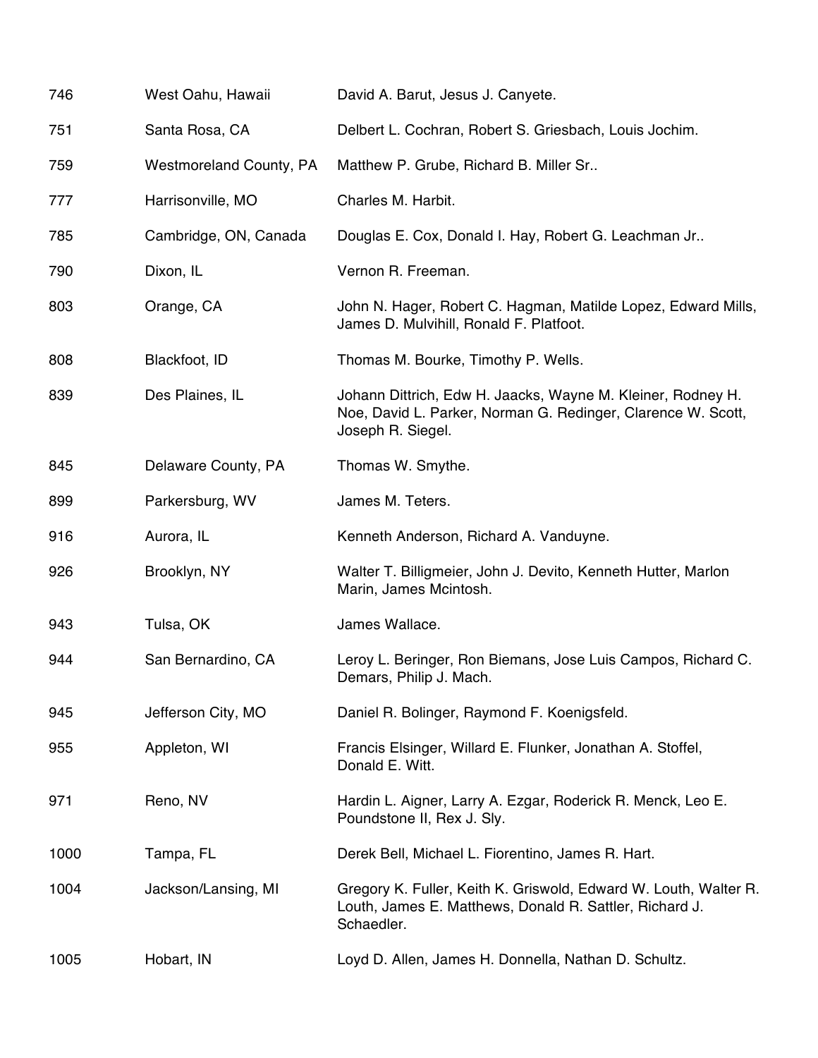| | | |
|---|---|---|
| 746 | West Oahu, Hawaii | David A. Barut, Jesus J. Canyete. |
| 751 | Santa Rosa, CA | Delbert L. Cochran, Robert S. Griesbach, Louis Jochim. |
| 759 | Westmoreland County, PA | Matthew P. Grube, Richard B. Miller Sr.. |
| 777 | Harrisonville, MO | Charles M. Harbit. |
| 785 | Cambridge, ON, Canada | Douglas E. Cox, Donald I. Hay, Robert G. Leachman Jr.. |
| 790 | Dixon, IL | Vernon R. Freeman. |
| 803 | Orange, CA | John N. Hager, Robert C. Hagman, Matilde Lopez, Edward Mills, James D. Mulvihill, Ronald F. Platfoot. |
| 808 | Blackfoot, ID | Thomas M. Bourke, Timothy P. Wells. |
| 839 | Des Plaines, IL | Johann Dittrich, Edw H. Jaacks, Wayne M. Kleiner, Rodney H. Noe, David L. Parker, Norman G. Redinger, Clarence W. Scott, Joseph R. Siegel. |
| 845 | Delaware County, PA | Thomas W. Smythe. |
| 899 | Parkersburg, WV | James M. Teters. |
| 916 | Aurora, IL | Kenneth Anderson, Richard A. Vanduyne. |
| 926 | Brooklyn, NY | Walter T. Billigmeier, John J. Devito, Kenneth Hutter, Marlon Marin, James Mcintosh. |
| 943 | Tulsa, OK | James Wallace. |
| 944 | San Bernardino, CA | Leroy L. Beringer, Ron Biemans, Jose Luis Campos, Richard C. Demars, Philip J. Mach. |
| 945 | Jefferson City, MO | Daniel R. Bolinger, Raymond F. Koenigsfeld. |
| 955 | Appleton, WI | Francis Elsinger, Willard E. Flunker, Jonathan A. Stoffel, Donald E. Witt. |
| 971 | Reno, NV | Hardin L. Aigner, Larry A. Ezgar, Roderick R. Menck, Leo E. Poundstone II, Rex J. Sly. |
| 1000 | Tampa, FL | Derek Bell, Michael L. Fiorentino, James R. Hart. |
| 1004 | Jackson/Lansing, MI | Gregory K. Fuller, Keith K. Griswold, Edward W. Louth, Walter R. Louth, James E. Matthews, Donald R. Sattler, Richard J. Schaedler. |
| 1005 | Hobart, IN | Loyd D. Allen, James H. Donnella, Nathan D. Schultz. |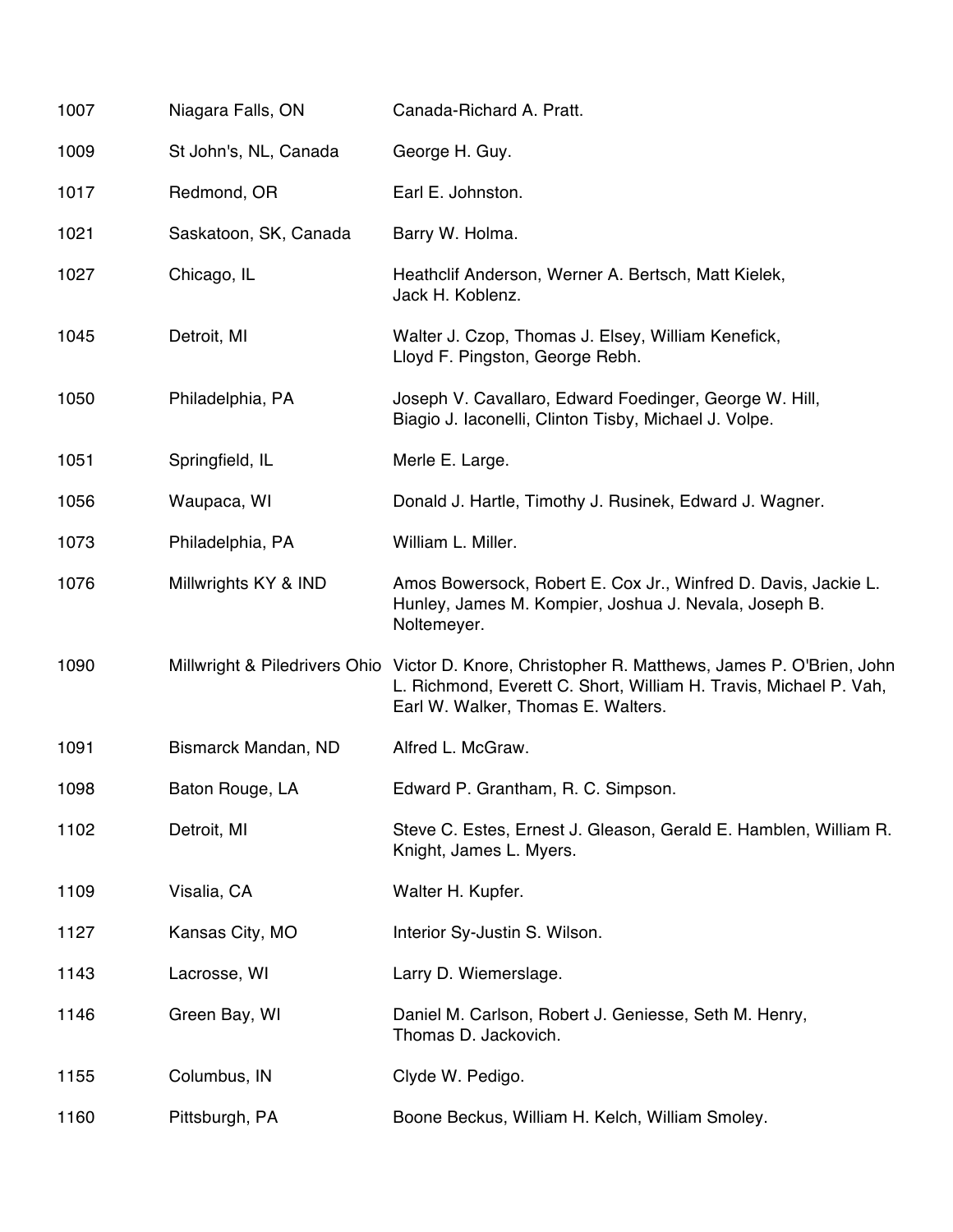| | | |
|---|---|---|
| 1007 | Niagara Falls, ON | Canada-Richard A. Pratt. |
| 1009 | St John's, NL, Canada | George H. Guy. |
| 1017 | Redmond, OR | Earl E. Johnston. |
| 1021 | Saskatoon, SK, Canada | Barry W. Holma. |
| 1027 | Chicago, IL | Heathclif Anderson, Werner A. Bertsch, Matt Kielek, Jack H. Koblenz. |
| 1045 | Detroit, MI | Walter J. Czop, Thomas J. Elsey, William Kenefick, Lloyd F. Pingston, George Rebh. |
| 1050 | Philadelphia, PA | Joseph V. Cavallaro, Edward Foedinger, George W. Hill, Biagio J. Iaconelli, Clinton Tisby, Michael J. Volpe. |
| 1051 | Springfield, IL | Merle E. Large. |
| 1056 | Waupaca, WI | Donald J. Hartle, Timothy J. Rusinek, Edward J. Wagner. |
| 1073 | Philadelphia, PA | William L. Miller. |
| 1076 | Millwrights KY & IND | Amos Bowersock, Robert E. Cox Jr., Winfred D. Davis, Jackie L. Hunley, James M. Kompier, Joshua J. Nevala, Joseph B. Noltemeyer. |
| 1090 | Millwright & Piledrivers Ohio | Victor D. Knore, Christopher R. Matthews, James P. O'Brien, John L. Richmond, Everett C. Short, William H. Travis, Michael P. Vah, Earl W. Walker, Thomas E. Walters. |
| 1091 | Bismarck Mandan, ND | Alfred L. McGraw. |
| 1098 | Baton Rouge, LA | Edward P. Grantham, R. C. Simpson. |
| 1102 | Detroit, MI | Steve C. Estes, Ernest J. Gleason, Gerald E. Hamblen, William R. Knight, James L. Myers. |
| 1109 | Visalia, CA | Walter H. Kupfer. |
| 1127 | Kansas City, MO | Interior Sy-Justin S. Wilson. |
| 1143 | Lacrosse, WI | Larry D. Wiemerslage. |
| 1146 | Green Bay, WI | Daniel M. Carlson, Robert J. Geniesse, Seth M. Henry, Thomas D. Jackovich. |
| 1155 | Columbus, IN | Clyde W. Pedigo. |
| 1160 | Pittsburgh, PA | Boone Beckus, William H. Kelch, William Smoley. |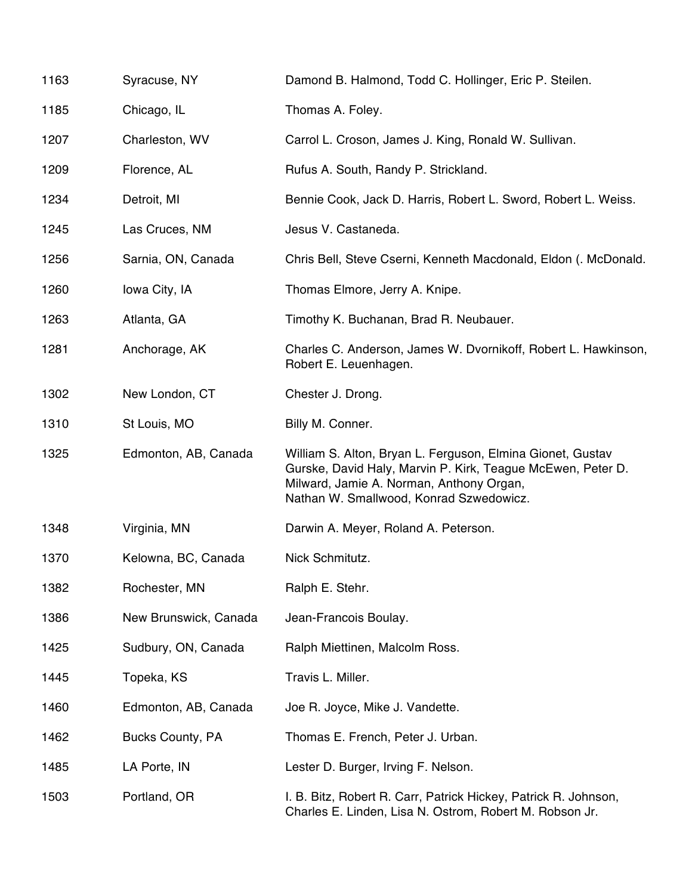| | | |
|---|---|---|
| 1163 | Syracuse, NY | Damond B. Halmond, Todd C. Hollinger, Eric P. Steilen. |
| 1185 | Chicago, IL | Thomas A. Foley. |
| 1207 | Charleston, WV | Carrol L. Croson, James J. King, Ronald W. Sullivan. |
| 1209 | Florence, AL | Rufus A. South, Randy P. Strickland. |
| 1234 | Detroit, MI | Bennie Cook, Jack D. Harris, Robert L. Sword, Robert L. Weiss. |
| 1245 | Las Cruces, NM | Jesus V. Castaneda. |
| 1256 | Sarnia, ON, Canada | Chris Bell, Steve Cserni, Kenneth Macdonald, Eldon (. McDonald. |
| 1260 | Iowa City, IA | Thomas Elmore, Jerry A. Knipe. |
| 1263 | Atlanta, GA | Timothy K. Buchanan, Brad R. Neubauer. |
| 1281 | Anchorage, AK | Charles C. Anderson, James W. Dvornikoff, Robert L. Hawkinson, Robert E. Leuenhagen. |
| 1302 | New London, CT | Chester J. Drong. |
| 1310 | St Louis, MO | Billy M. Conner. |
| 1325 | Edmonton, AB, Canada | William S. Alton, Bryan L. Ferguson, Elmina Gionet, Gustav Gurske, David Haly, Marvin P. Kirk, Teague McEwen, Peter D. Milward, Jamie A. Norman, Anthony Organ, Nathan W. Smallwood, Konrad Szwedowicz. |
| 1348 | Virginia, MN | Darwin A. Meyer, Roland A. Peterson. |
| 1370 | Kelowna, BC, Canada | Nick Schmitutz. |
| 1382 | Rochester, MN | Ralph E. Stehr. |
| 1386 | New Brunswick, Canada | Jean-Francois Boulay. |
| 1425 | Sudbury, ON, Canada | Ralph Miettinen, Malcolm Ross. |
| 1445 | Topeka, KS | Travis L. Miller. |
| 1460 | Edmonton, AB, Canada | Joe R. Joyce, Mike J. Vandette. |
| 1462 | Bucks County, PA | Thomas E. French, Peter J. Urban. |
| 1485 | LA Porte, IN | Lester D. Burger, Irving F. Nelson. |
| 1503 | Portland, OR | I. B. Bitz, Robert R. Carr, Patrick Hickey, Patrick R. Johnson, Charles E. Linden, Lisa N. Ostrom, Robert M. Robson Jr. |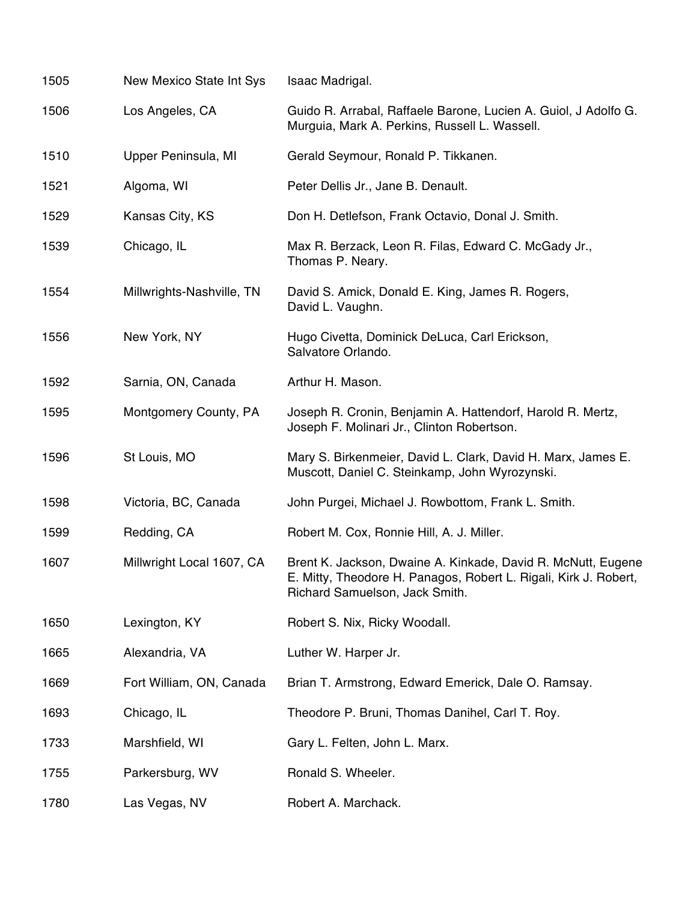| | | |
|---|---|---|
| 1505 | New Mexico State Int Sys | Isaac Madrigal. |
| 1506 | Los Angeles, CA | Guido R. Arrabal, Raffaele Barone, Lucien A. Guiol, J Adolfo G. Murguia, Mark A. Perkins, Russell L. Wassell. |
| 1510 | Upper Peninsula, MI | Gerald Seymour, Ronald P. Tikkanen. |
| 1521 | Algoma, WI | Peter Dellis Jr., Jane B. Denault. |
| 1529 | Kansas City, KS | Don H. Detlefson, Frank Octavio, Donal J. Smith. |
| 1539 | Chicago, IL | Max R. Berzack, Leon R. Filas, Edward C. McGady Jr., Thomas P. Neary. |
| 1554 | Millwrights-Nashville, TN | David S. Amick, Donald E. King, James R. Rogers, David L. Vaughn. |
| 1556 | New York, NY | Hugo Civetta, Dominick DeLuca, Carl Erickson, Salvatore Orlando. |
| 1592 | Sarnia, ON, Canada | Arthur H. Mason. |
| 1595 | Montgomery County, PA | Joseph R. Cronin, Benjamin A. Hattendorf, Harold R. Mertz, Joseph F. Molinari Jr., Clinton Robertson. |
| 1596 | St Louis, MO | Mary S. Birkenmeier, David L. Clark, David H. Marx, James E. Muscott, Daniel C. Steinkamp, John Wyrozynski. |
| 1598 | Victoria, BC, Canada | John Purgei, Michael J. Rowbottom, Frank L. Smith. |
| 1599 | Redding, CA | Robert M. Cox, Ronnie Hill, A. J. Miller. |
| 1607 | Millwright Local 1607, CA | Brent K. Jackson, Dwaine A. Kinkade, David R. McNutt, Eugene E. Mitty, Theodore H. Panagos, Robert L. Rigali, Kirk J. Robert, Richard Samuelson, Jack Smith. |
| 1650 | Lexington, KY | Robert S. Nix, Ricky Woodall. |
| 1665 | Alexandria, VA | Luther W. Harper Jr. |
| 1669 | Fort William, ON, Canada | Brian T. Armstrong, Edward Emerick, Dale O. Ramsay. |
| 1693 | Chicago, IL | Theodore P. Bruni, Thomas Danihel, Carl T. Roy. |
| 1733 | Marshfield, WI | Gary L. Felten, John L. Marx. |
| 1755 | Parkersburg, WV | Ronald S. Wheeler. |
| 1780 | Las Vegas, NV | Robert A. Marchack. |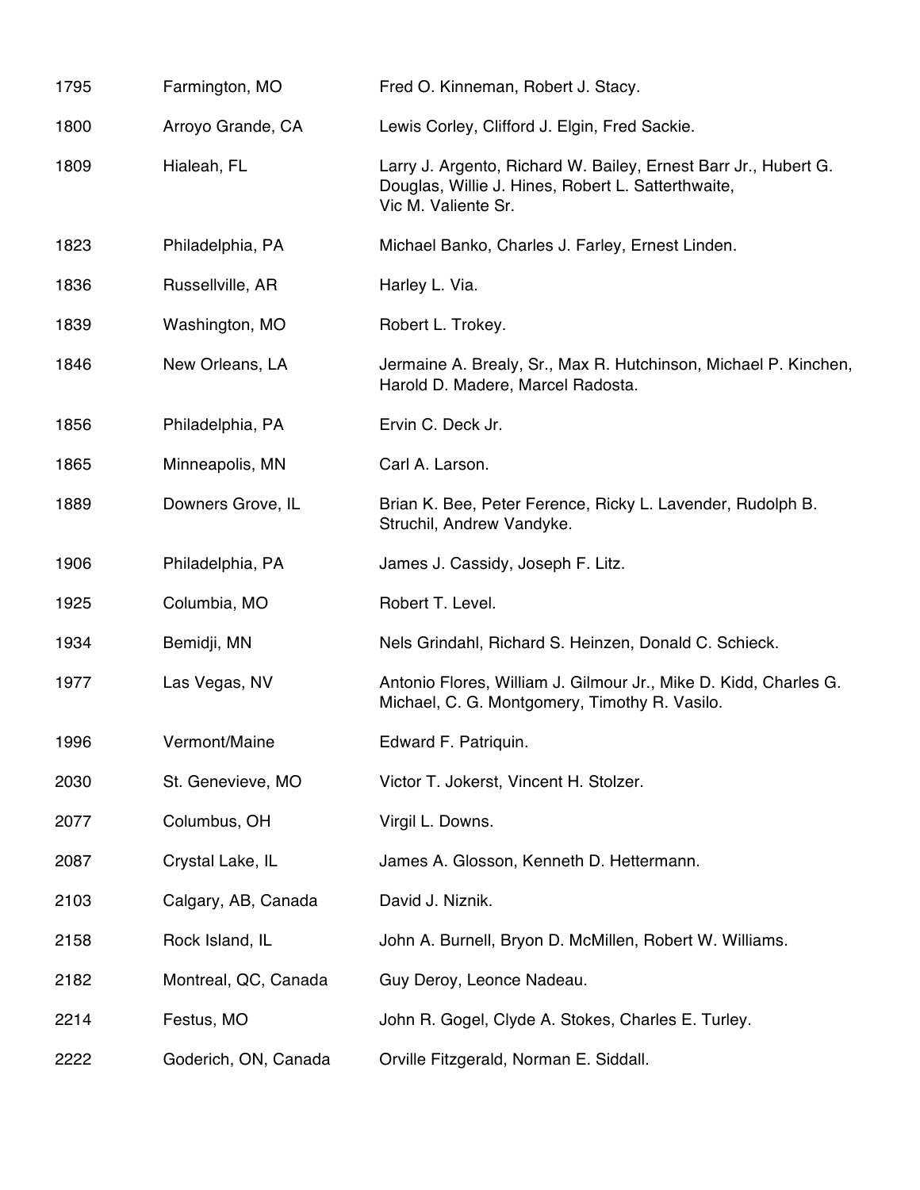| | | |
|---|---|---|
| 1795 | Farmington, MO | Fred O. Kinneman, Robert J. Stacy. |
| 1800 | Arroyo Grande, CA | Lewis Corley, Clifford J. Elgin, Fred Sackie. |
| 1809 | Hialeah, FL | Larry J. Argento, Richard W. Bailey, Ernest Barr Jr., Hubert G. Douglas, Willie J. Hines, Robert L. Satterthwaite, Vic M. Valiente Sr. |
| 1823 | Philadelphia, PA | Michael Banko, Charles J. Farley, Ernest Linden. |
| 1836 | Russellville, AR | Harley L. Via. |
| 1839 | Washington, MO | Robert L. Trokey. |
| 1846 | New Orleans, LA | Jermaine A. Brealy, Sr., Max R. Hutchinson, Michael P. Kinchen, Harold D. Madere, Marcel Radosta. |
| 1856 | Philadelphia, PA | Ervin C. Deck Jr. |
| 1865 | Minneapolis, MN | Carl A. Larson. |
| 1889 | Downers Grove, IL | Brian K. Bee, Peter Ference, Ricky L. Lavender, Rudolph B. Struchil, Andrew Vandyke. |
| 1906 | Philadelphia, PA | James J. Cassidy, Joseph F. Litz. |
| 1925 | Columbia, MO | Robert T. Level. |
| 1934 | Bemidji, MN | Nels Grindahl, Richard S. Heinzen, Donald C. Schieck. |
| 1977 | Las Vegas, NV | Antonio Flores, William J. Gilmour Jr., Mike D. Kidd, Charles G. Michael, C. G. Montgomery, Timothy R. Vasilo. |
| 1996 | Vermont/Maine | Edward F. Patriquin. |
| 2030 | St. Genevieve, MO | Victor T. Jokerst, Vincent H. Stolzer. |
| 2077 | Columbus, OH | Virgil L. Downs. |
| 2087 | Crystal Lake, IL | James A. Glosson, Kenneth D. Hettermann. |
| 2103 | Calgary, AB, Canada | David J. Niznik. |
| 2158 | Rock Island, IL | John A. Burnell, Bryon D. McMillen, Robert W. Williams. |
| 2182 | Montreal, QC, Canada | Guy Deroy, Leonce Nadeau. |
| 2214 | Festus, MO | John R. Gogel, Clyde A. Stokes, Charles E. Turley. |
| 2222 | Goderich, ON, Canada | Orville Fitzgerald, Norman E. Siddall. |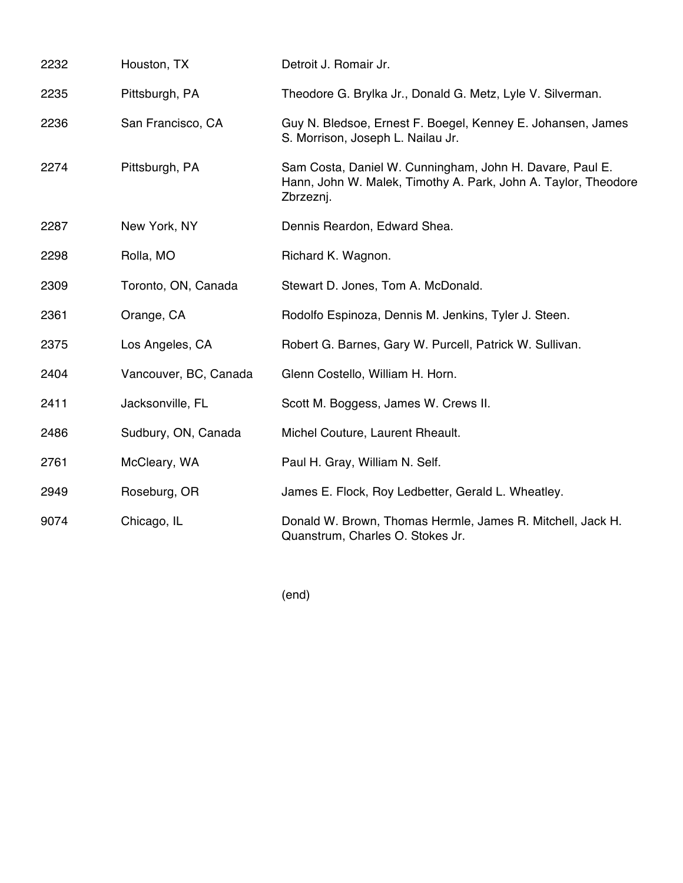| | | |
|---|---|---|
| 2232 | Houston, TX | Detroit J. Romair Jr. |
| 2235 | Pittsburgh, PA | Theodore G. Brylka Jr., Donald G. Metz, Lyle V. Silverman. |
| 2236 | San Francisco, CA | Guy N. Bledsoe, Ernest F. Boegel, Kenney E. Johansen, James S. Morrison, Joseph L. Nailau Jr. |
| 2274 | Pittsburgh, PA | Sam Costa, Daniel W. Cunningham, John H. Davare, Paul E. Hann, John W. Malek, Timothy A. Park, John A. Taylor, Theodore Zbrzeznj. |
| 2287 | New York, NY | Dennis Reardon, Edward Shea. |
| 2298 | Rolla, MO | Richard K. Wagnon. |
| 2309 | Toronto, ON, Canada | Stewart D. Jones, Tom A. McDonald. |
| 2361 | Orange, CA | Rodolfo Espinoza, Dennis M. Jenkins, Tyler J. Steen. |
| 2375 | Los Angeles, CA | Robert G. Barnes, Gary W. Purcell, Patrick W. Sullivan. |
| 2404 | Vancouver, BC, Canada | Glenn Costello, William H. Horn. |
| 2411 | Jacksonville, FL | Scott M. Boggess, James W. Crews II. |
| 2486 | Sudbury, ON, Canada | Michel Couture, Laurent Rheault. |
| 2761 | McCleary, WA | Paul H. Gray, William N. Self. |
| 2949 | Roseburg, OR | James E. Flock, Roy Ledbetter, Gerald L. Wheatley. |
| 9074 | Chicago, IL | Donald W. Brown, Thomas Hermle, James R. Mitchell, Jack H. Quanstrum, Charles O. Stokes Jr. |

(end)